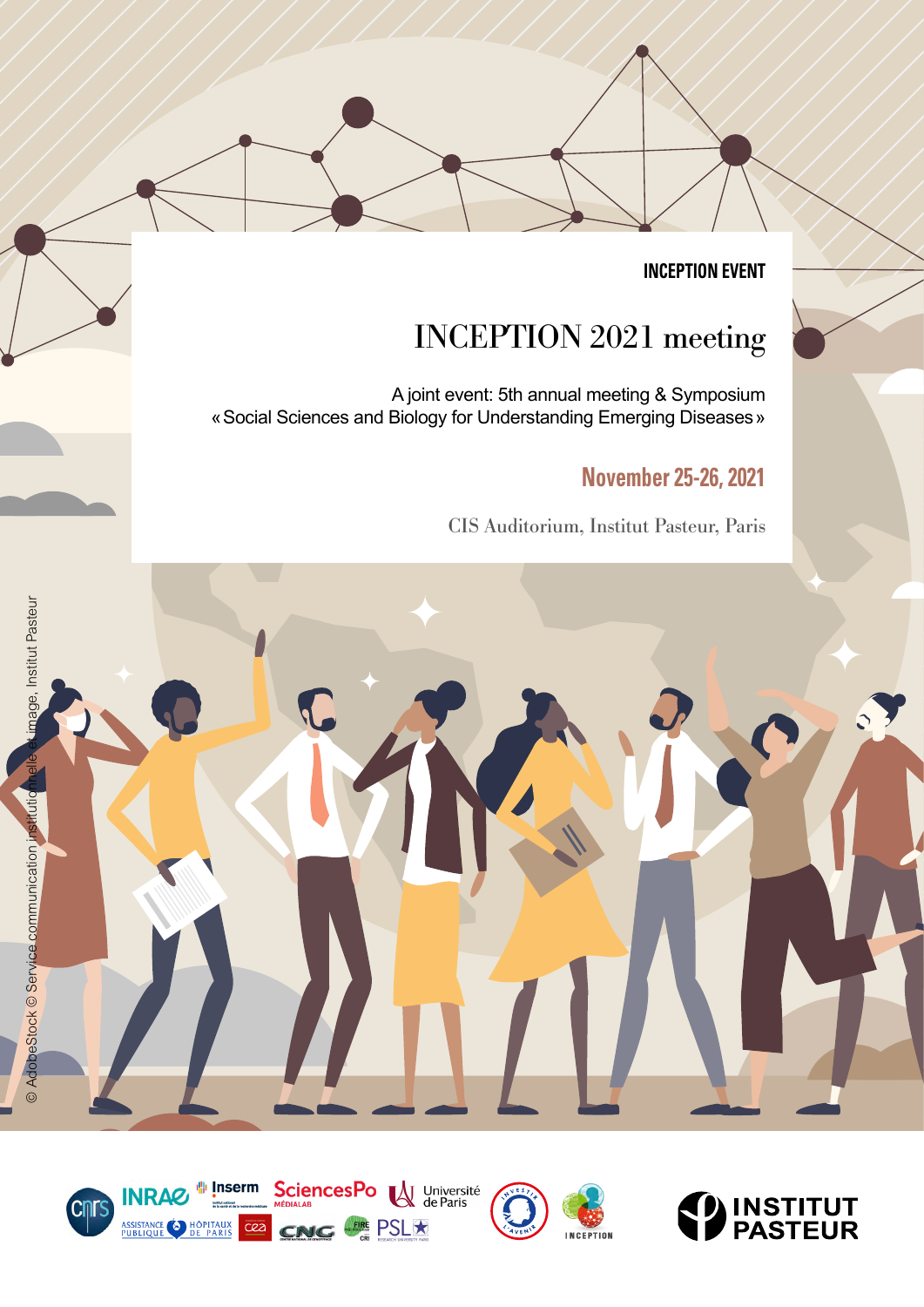INCEPTION EVENT

# INCEPTION 2021 meeting

A joint event: 5th annual meeting & Symposium
« Social Sciences and Biology for Understanding Emerging Diseases »

**November 25-26, 2021**

CIS Auditorium, Institut Pasteur, Paris

© AdobeStock © Service communication institutionnelle et image, Institut Pasteur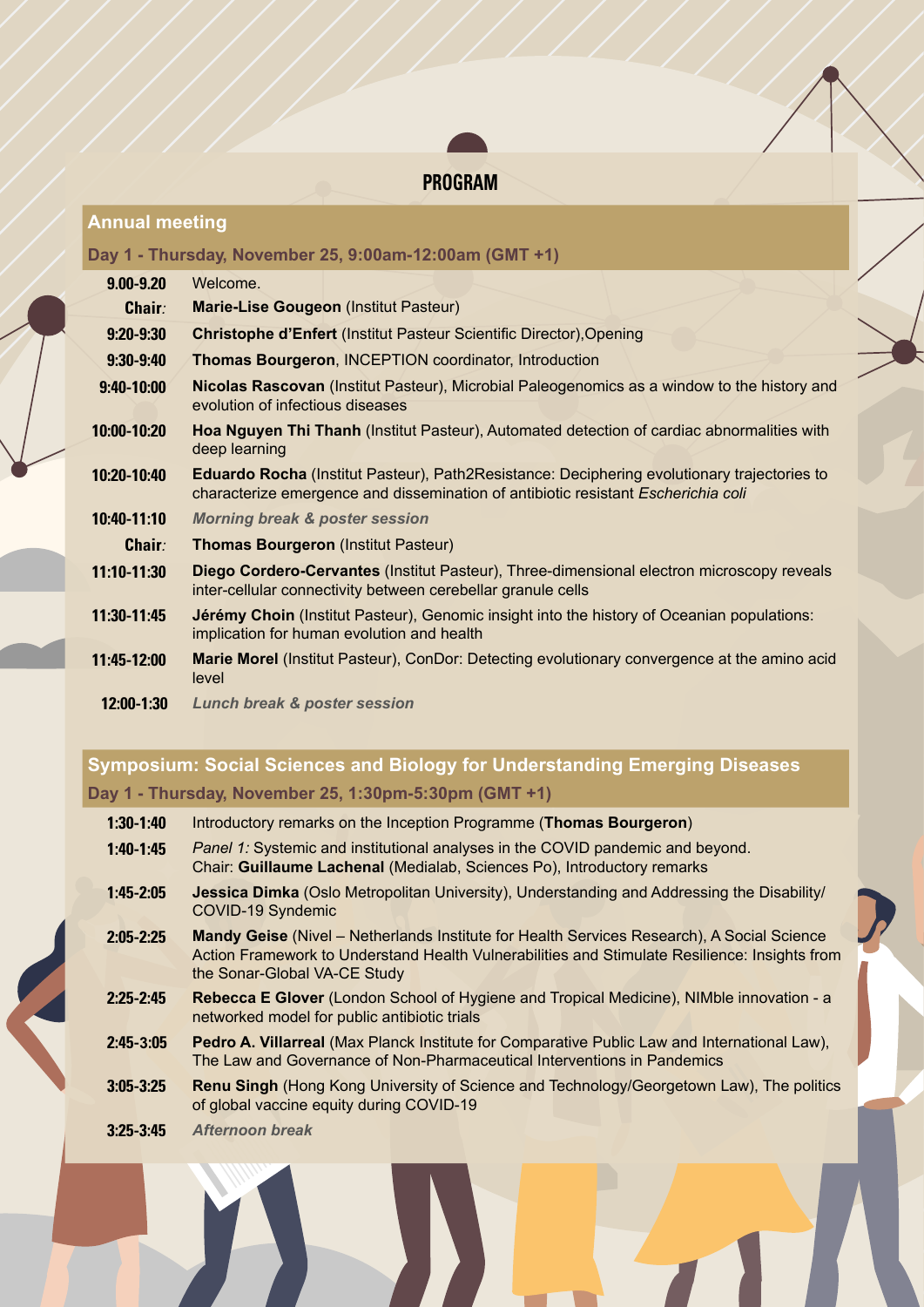# PROGRAM

## Annual meeting

### Day 1 - Thursday, November 25, 9:00am-12:00am (GMT +1)

| | |
|---|---|
| **9.00-9.20** | Welcome. |
| **Chair:** | **Marie-Lise Gougeon** (Institut Pasteur) |
| **9:20-9:30** | **Christophe d'Enfert** (Institut Pasteur Scientific Director),Opening |
| **9:30-9:40** | **Thomas Bourgeron**, INCEPTION coordinator, Introduction |
| **9:40-10:00** | **Nicolas Rascovan** (Institut Pasteur), Microbial Paleogenomics as a window to the history and evolution of infectious diseases |
| **10:00-10:20** | **Hoa Nguyen Thi Thanh** (Institut Pasteur), Automated detection of cardiac abnormalities with deep learning |
| **10:20-10:40** | **Eduardo Rocha** (Institut Pasteur), Path2Resistance: Deciphering evolutionary trajectories to characterize emergence and dissemination of antibiotic resistant *Escherichia coli* |
| **10:40-11:10** | ***Morning break & poster session*** |
| **Chair:** | **Thomas Bourgeron** (Institut Pasteur) |
| **11:10-11:30** | **Diego Cordero-Cervantes** (Institut Pasteur), Three-dimensional electron microscopy reveals inter-cellular connectivity between cerebellar granule cells |
| **11:30-11:45** | **Jérémy Choin** (Institut Pasteur), Genomic insight into the history of Oceanian populations: implication for human evolution and health |
| **11:45-12:00** | **Marie Morel** (Institut Pasteur), ConDor: Detecting evolutionary convergence at the amino acid level |
| **12:00-1:30** | ***Lunch break & poster session*** |

## Symposium: Social Sciences and Biology for Understanding Emerging Diseases

### Day 1 - Thursday, November 25, 1:30pm-5:30pm (GMT +1)

| | |
|---|---|
| **1:30-1:40** | Introductory remarks on the Inception Programme (**Thomas Bourgeron**) |
| **1:40-1:45** | *Panel 1:* Systemic and institutional analyses in the COVID pandemic and beyond. Chair: **Guillaume Lachenal** (Medialab, Sciences Po), Introductory remarks |
| **1:45-2:05** | **Jessica Dimka** (Oslo Metropolitan University), Understanding and Addressing the Disability/COVID-19 Syndemic |
| **2:05-2:25** | **Mandy Geise** (Nivel – Netherlands Institute for Health Services Research), A Social Science Action Framework to Understand Health Vulnerabilities and Stimulate Resilience: Insights from the Sonar-Global VA-CE Study |
| **2:25-2:45** | **Rebecca E Glover** (London School of Hygiene and Tropical Medicine), NIMble innovation - a networked model for public antibiotic trials |
| **2:45-3:05** | **Pedro A. Villarreal** (Max Planck Institute for Comparative Public Law and International Law), The Law and Governance of Non-Pharmaceutical Interventions in Pandemics |
| **3:05-3:25** | **Renu Singh** (Hong Kong University of Science and Technology/Georgetown Law), The politics of global vaccine equity during COVID-19 |
| **3:25-3:45** | ***Afternoon break*** |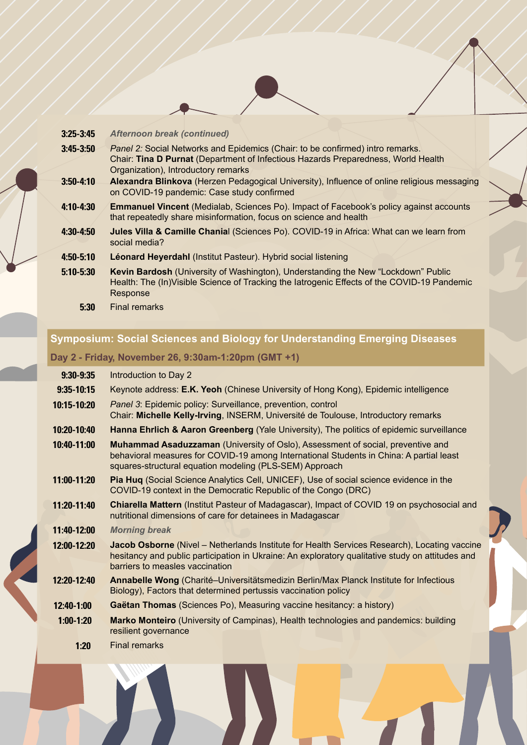| | |
|---|---|
| **3:25-3:45** | *Afternoon break (continued)* |
| **3:45-3:50** | *Panel 2:* Social Networks and Epidemics (Chair: to be confirmed) intro remarks. Chair: **Tina D Purnat** (Department of Infectious Hazards Preparedness, World Health Organization), Introductory remarks |
| **3:50-4:10** | **Alexandra Blinkova** (Herzen Pedagogical University), Influence of online religious messaging on COVID-19 pandemic: Case study confirmed |
| **4:10-4:30** | **Emmanuel Vincent** (Medialab, Sciences Po). Impact of Facebook's policy against accounts that repeatedly share misinformation, focus on science and health |
| **4:30-4:50** | **Jules Villa & Camille Chanial** (Sciences Po). COVID-19 in Africa: What can we learn from social media? |
| **4:50-5:10** | **Léonard Heyerdahl** (Institut Pasteur). Hybrid social listening |
| **5:10-5:30** | **Kevin Bardosh** (University of Washington), Understanding the New "Lockdown" Public Health: The (In)Visible Science of Tracking the Iatrogenic Effects of the COVID-19 Pandemic Response |
| **5:30** | Final remarks |

## Symposium: Social Sciences and Biology for Understanding Emerging Diseases

### Day 2 - Friday, November 26, 9:30am-1:20pm (GMT +1)

| | |
|---|---|
| **9:30-9:35** | Introduction to Day 2 |
| **9:35-10:15** | Keynote address: **E.K. Yeoh** (Chinese University of Hong Kong), Epidemic intelligence |
| **10:15-10:20** | *Panel 3*: Epidemic policy: Surveillance, prevention, control Chair: **Michelle Kelly-Irving**, INSERM, Université de Toulouse, Introductory remarks |
| **10:20-10:40** | **Hanna Ehrlich & Aaron Greenberg** (Yale University), The politics of epidemic surveillance |
| **10:40-11:00** | **Muhammad Asaduzzaman** (University of Oslo), Assessment of social, preventive and behavioral measures for COVID-19 among International Students in China: A partial least squares-structural equation modeling (PLS-SEM) Approach |
| **11:00-11:20** | **Pia Huq** (Social Science Analytics Cell, UNICEF), Use of social science evidence in the COVID-19 context in the Democratic Republic of the Congo (DRC) |
| **11:20-11:40** | **Chiarella Mattern** (Institut Pasteur of Madagascar), Impact of COVID 19 on psychosocial and nutritional dimensions of care for detainees in Madagascar |
| **11:40-12:00** | *Morning break* |
| **12:00-12:20** | **Jacob Osborne** (Nivel – Netherlands Institute for Health Services Research), Locating vaccine hesitancy and public participation in Ukraine: An exploratory qualitative study on attitudes and barriers to measles vaccination |
| **12:20-12:40** | **Annabelle Wong** (Charité–Universitätsmedizin Berlin/Max Planck Institute for Infectious Biology), Factors that determined pertussis vaccination policy |
| **12:40-1:00** | **Gaëtan Thomas** (Sciences Po), Measuring vaccine hesitancy: a history) |
| **1:00-1:20** | **Marko Monteiro** (University of Campinas), Health technologies and pandemics: building resilient governance |
| **1:20** | Final remarks |